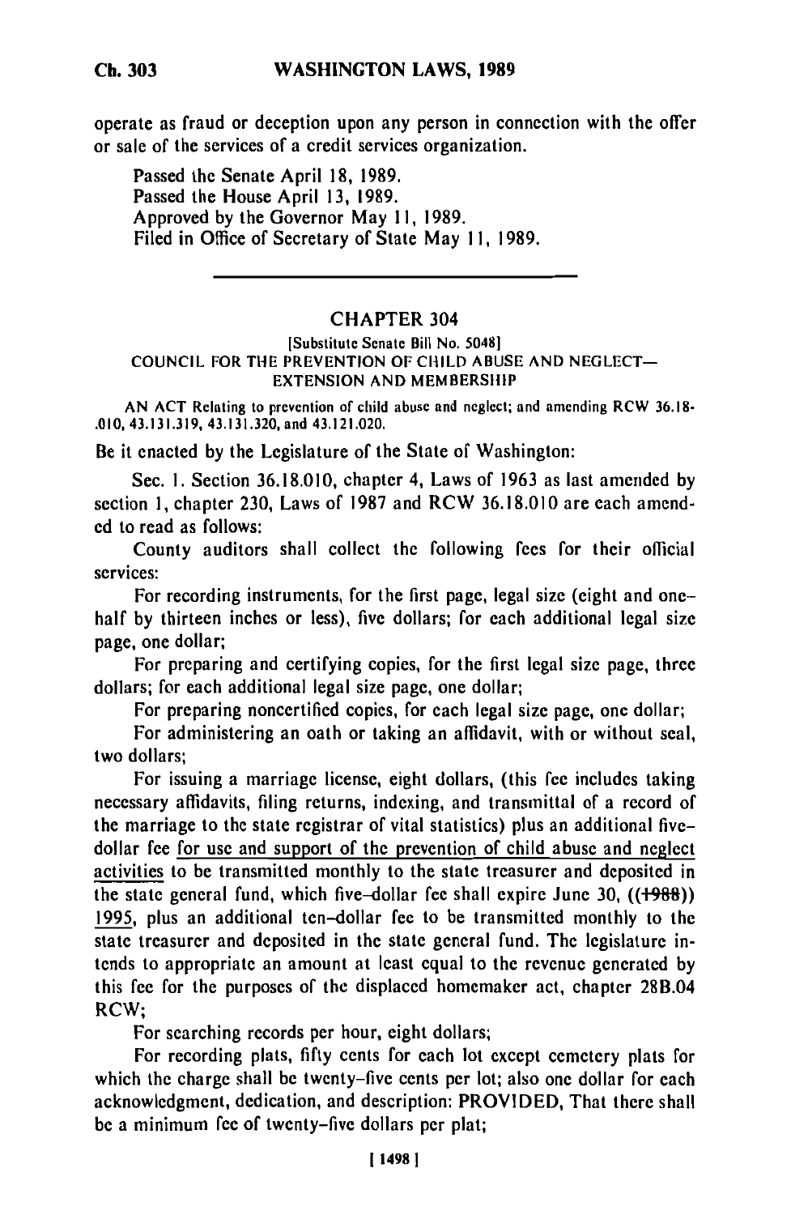operate as fraud or deception upon any person in connection with the offer or sale of the services of a credit services organization.

Passed the Senate April 18, 1989.
Passed the House April 13, 1989.
Approved by the Governor May 11, 1989.
Filed in Office of Secretary of State May 11, 1989.

---

## CHAPTER 304

[Substitute Senate Bill No. 5048]

COUNCIL FOR THE PREVENTION OF CHILD ABUSE AND NEGLECT— EXTENSION AND MEMBERSHIP

AN ACT Relating to prevention of child abuse and neglect; and amending RCW 36.18-.010, 43.131.319, 43.131.320, and 43.121.020.

Be it enacted by the Legislature of the State of Washington:

Sec. 1. Section 36.18.010, chapter 4, Laws of 1963 as last amended by section 1, chapter 230, Laws of 1987 and RCW 36.18.010 are each amended to read as follows:

County auditors shall collect the following fees for their official services:

For recording instruments, for the first page, legal size (eight and one-half by thirteen inches or less), five dollars; for each additional legal size page, one dollar;

For preparing and certifying copies, for the first legal size page, three dollars; for each additional legal size page, one dollar;

For preparing noncertified copies, for each legal size page, one dollar;

For administering an oath or taking an affidavit, with or without seal, two dollars;

For issuing a marriage license, eight dollars, (this fee includes taking necessary affidavits, filing returns, indexing, and transmittal of a record of the marriage to the state registrar of vital statistics) plus an additional five-dollar fee for use and support of the prevention of child abuse and neglect activities to be transmitted monthly to the state treasurer and deposited in the state general fund, which five-dollar fee shall expire June 30, ((~~1988~~)) 1995, plus an additional ten-dollar fee to be transmitted monthly to the state treasurer and deposited in the state general fund. The legislature intends to appropriate an amount at least equal to the revenue generated by this fee for the purposes of the displaced homemaker act, chapter 28B.04 RCW;

For searching records per hour, eight dollars;

For recording plats, fifty cents for each lot except cemetery plats for which the charge shall be twenty-five cents per lot; also one dollar for each acknowledgment, dedication, and description: PROVIDED, That there shall be a minimum fee of twenty-five dollars per plat;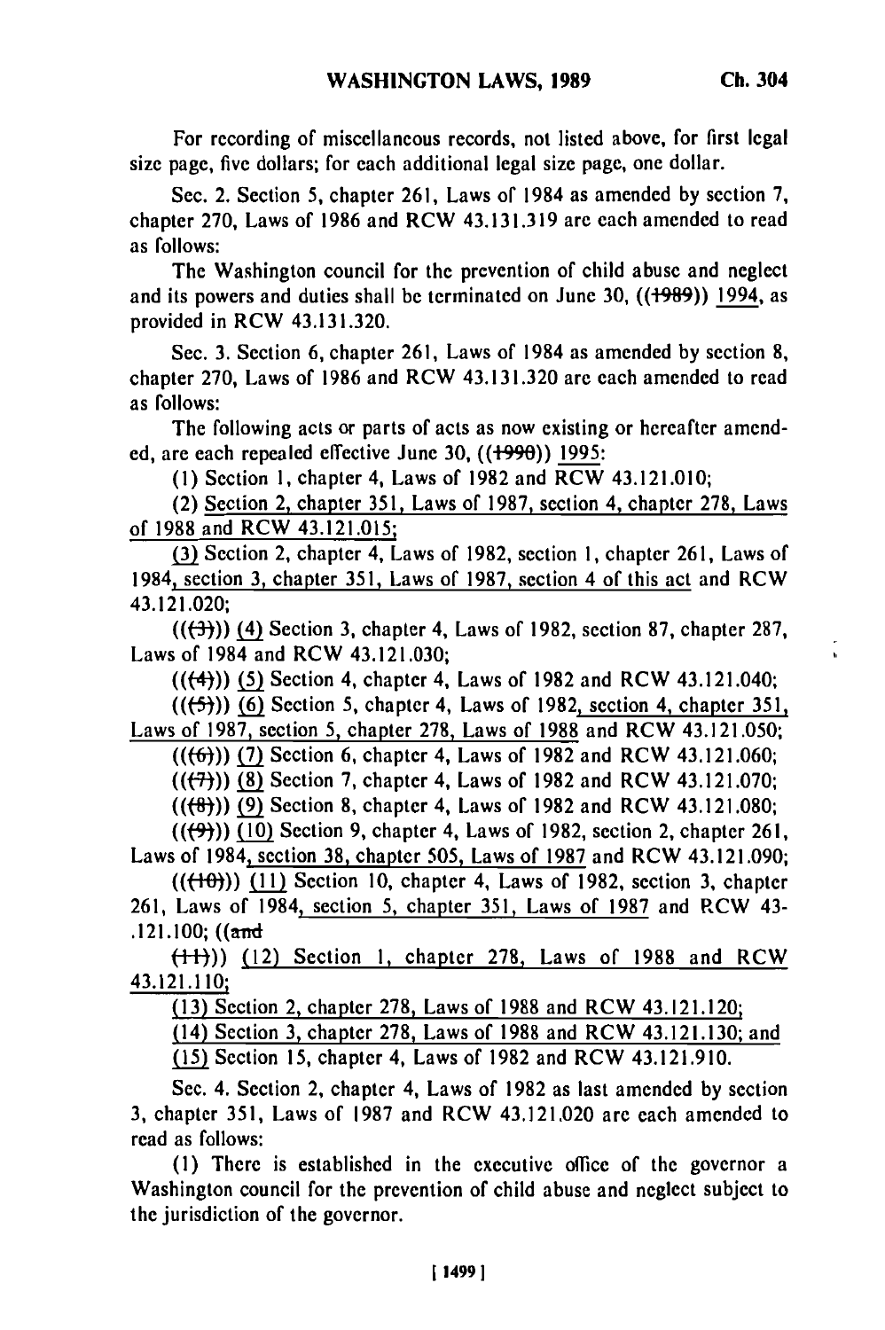For recording of miscellaneous records, not listed above, for first legal size page, five dollars; for each additional legal size page, one dollar.

Sec. 2. Section 5, chapter 261, Laws of 1984 as amended by section 7, chapter 270, Laws of 1986 and RCW 43.131.319 are each amended to read as follows:

The Washington council for the prevention of child abuse and neglect and its powers and duties shall be terminated on June 30, ((~~1989~~)) 1994, as provided in RCW 43.131.320.

Sec. 3. Section 6, chapter 261, Laws of 1984 as amended by section 8, chapter 270, Laws of 1986 and RCW 43.131.320 are each amended to read as follows:

The following acts or parts of acts as now existing or hereafter amended, are each repealed effective June 30, ((~~1990~~)) 1995:

(1) Section 1, chapter 4, Laws of 1982 and RCW 43.121.010;

(2) Section 2, chapter 351, Laws of 1987, section 4, chapter 278, Laws of 1988 and RCW 43.121.015;

(3) Section 2, chapter 4, Laws of 1982, section 1, chapter 261, Laws of 1984, section 3, chapter 351, Laws of 1987, section 4 of this act and RCW 43.121.020;

((~~(3)~~)) (4) Section 3, chapter 4, Laws of 1982, section 87, chapter 287, Laws of 1984 and RCW 43.121.030;

((~~(4)~~)) (5) Section 4, chapter 4, Laws of 1982 and RCW 43.121.040;

((~~(5)~~)) (6) Section 5, chapter 4, Laws of 1982, section 4, chapter 351, Laws of 1987, section 5, chapter 278, Laws of 1988 and RCW 43.121.050;

((~~(6)~~)) (7) Section 6, chapter 4, Laws of 1982 and RCW 43.121.060;

((~~(7)~~)) (8) Section 7, chapter 4, Laws of 1982 and RCW 43.121.070;

((~~(8)~~)) (9) Section 8, chapter 4, Laws of 1982 and RCW 43.121.080;

((~~(9)~~)) (10) Section 9, chapter 4, Laws of 1982, section 2, chapter 261, Laws of 1984, section 38, chapter 505, Laws of 1987 and RCW 43.121.090;

((~~(10)~~)) (11) Section 10, chapter 4, Laws of 1982, section 3, chapter 261, Laws of 1984, section 5, chapter 351, Laws of 1987 and RCW 43-.121.100; ((~~and~~

~~(11)~~)) (12) Section 1, chapter 278, Laws of 1988 and RCW 43.121.110;

(13) Section 2, chapter 278, Laws of 1988 and RCW 43.121.120;

(14) Section 3, chapter 278, Laws of 1988 and RCW 43.121.130; and

(15) Section 15, chapter 4, Laws of 1982 and RCW 43.121.910.

Sec. 4. Section 2, chapter 4, Laws of 1982 as last amended by section 3, chapter 351, Laws of 1987 and RCW 43.121.020 are each amended to read as follows:

(1) There is established in the executive office of the governor a Washington council for the prevention of child abuse and neglect subject to the jurisdiction of the governor.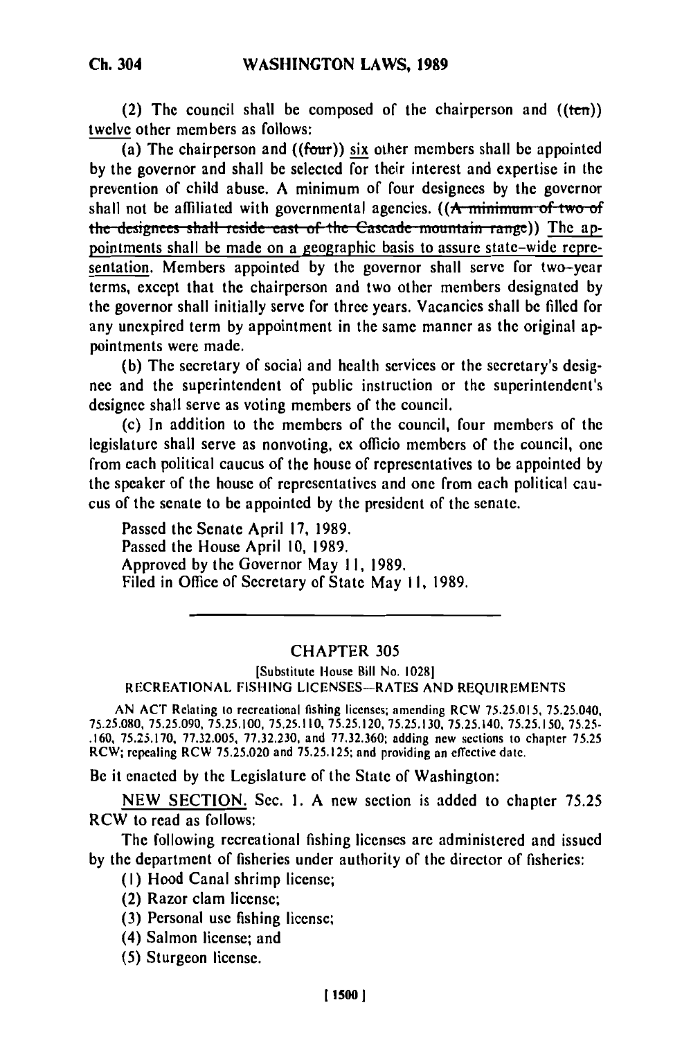(2) The council shall be composed of the chairperson and ((ten)) twelve other members as follows:

(a) The chairperson and ((four)) six other members shall be appointed by the governor and shall be selected for their interest and expertise in the prevention of child abuse. A minimum of four designees by the governor shall not be affiliated with governmental agencies. ((~~A minimum of two of the designees shall reside east of the Cascade mountain range~~)) The appointments shall be made on a geographic basis to assure state-wide representation. Members appointed by the governor shall serve for two-year terms, except that the chairperson and two other members designated by the governor shall initially serve for three years. Vacancies shall be filled for any unexpired term by appointment in the same manner as the original appointments were made.

(b) The secretary of social and health services or the secretary's designee and the superintendent of public instruction or the superintendent's designee shall serve as voting members of the council.

(c) In addition to the members of the council, four members of the legislature shall serve as nonvoting, ex officio members of the council, one from each political caucus of the house of representatives to be appointed by the speaker of the house of representatives and one from each political caucus of the senate to be appointed by the president of the senate.

Passed the Senate April 17, 1989.
Passed the House April 10, 1989.
Approved by the Governor May 11, 1989.
Filed in Office of Secretary of State May 11, 1989.

---

## CHAPTER 305

[Substitute House Bill No. 1028]

RECREATIONAL FISHING LICENSES—RATES AND REQUIREMENTS

AN ACT Relating to recreational fishing licenses; amending RCW 75.25.015, 75.25.040, 75.25.080, 75.25.090, 75.25.100, 75.25.110, 75.25.120, 75.25.130, 75.25.140, 75.25.150, 75.25-.160, 75.25.170, 77.32.005, 77.32.230, and 77.32.360; adding new sections to chapter 75.25 RCW; repealing RCW 75.25.020 and 75.25.125; and providing an effective date.

Be it enacted by the Legislature of the State of Washington:

NEW SECTION. Sec. 1. A new section is added to chapter 75.25 RCW to read as follows:

The following recreational fishing licenses are administered and issued by the department of fisheries under authority of the director of fisheries:

(1) Hood Canal shrimp license;

(2) Razor clam license;

(3) Personal use fishing license;

(4) Salmon license; and

(5) Sturgeon license.